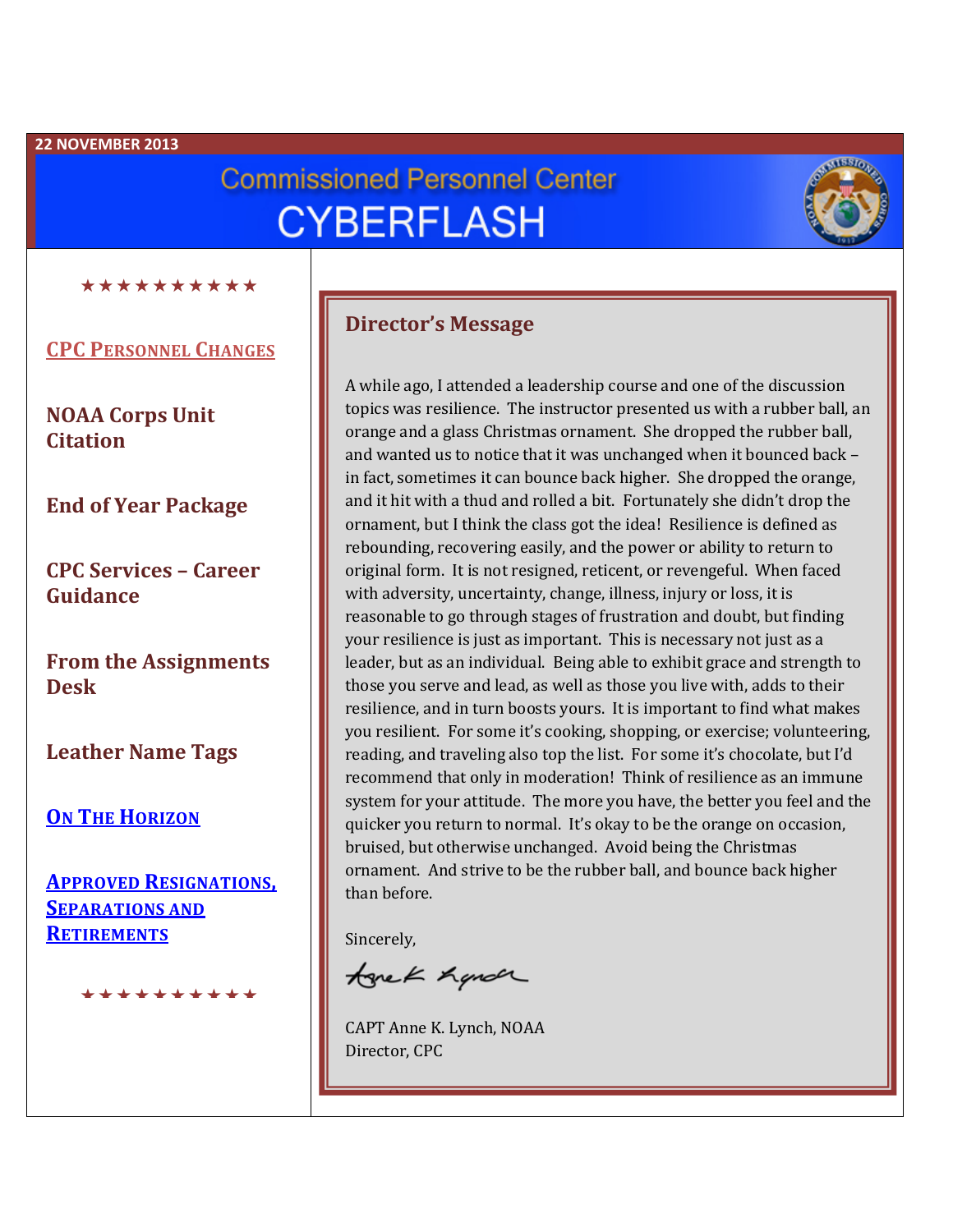22 NOVEMBER 2013

# Commissioned Personnel Center
# CYBERFLASH

★★★★★★★★★★

CPC PERSONNEL CHANGES

**NOAA Corps Unit Citation**

**End of Year Package**

**CPC Services – Career Guidance**

**From the Assignments Desk**

**Leather Name Tags**

ON THE HORIZON

APPROVED RESIGNATIONS, SEPARATIONS AND RETIREMENTS

★★★★★★★★★★

## Director's Message

A while ago, I attended a leadership course and one of the discussion topics was resilience. The instructor presented us with a rubber ball, an orange and a glass Christmas ornament. She dropped the rubber ball, and wanted us to notice that it was unchanged when it bounced back – in fact, sometimes it can bounce back higher. She dropped the orange, and it hit with a thud and rolled a bit. Fortunately she didn't drop the ornament, but I think the class got the idea! Resilience is defined as rebounding, recovering easily, and the power or ability to return to original form. It is not resigned, reticent, or revengeful. When faced with adversity, uncertainty, change, illness, injury or loss, it is reasonable to go through stages of frustration and doubt, but finding your resilience is just as important. This is necessary not just as a leader, but as an individual. Being able to exhibit grace and strength to those you serve and lead, as well as those you live with, adds to their resilience, and in turn boosts yours. It is important to find what makes you resilient. For some it's cooking, shopping, or exercise; volunteering, reading, and traveling also top the list. For some it's chocolate, but I'd recommend that only in moderation! Think of resilience as an immune system for your attitude. The more you have, the better you feel and the quicker you return to normal. It's okay to be the orange on occasion, bruised, but otherwise unchanged. Avoid being the Christmas ornament. And strive to be the rubber ball, and bounce back higher than before.

Sincerely,

CAPT Anne K. Lynch, NOAA
Director, CPC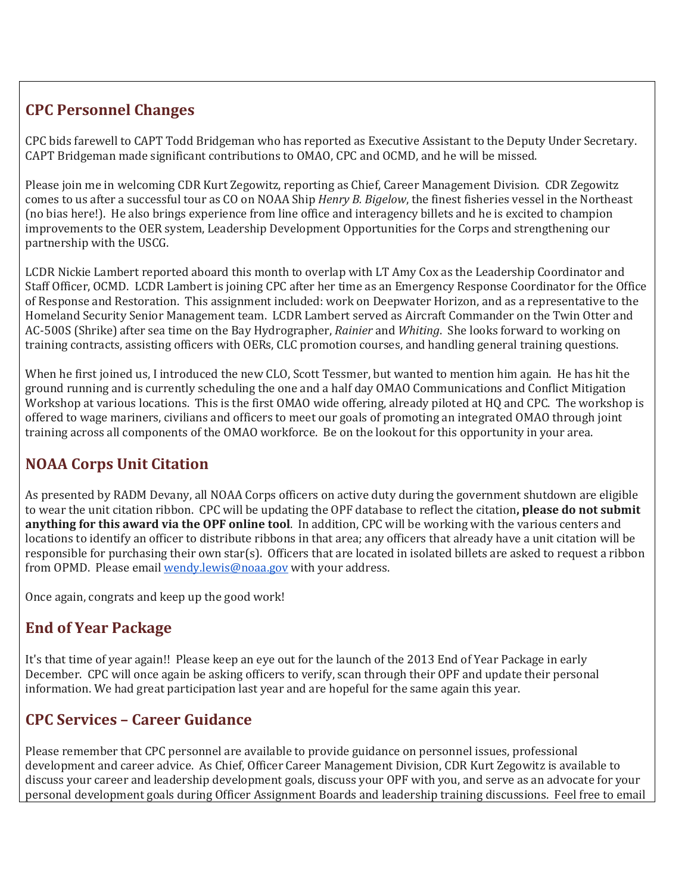## CPC Personnel Changes

CPC bids farewell to CAPT Todd Bridgeman who has reported as Executive Assistant to the Deputy Under Secretary. CAPT Bridgeman made significant contributions to OMAO, CPC and OCMD, and he will be missed.

Please join me in welcoming CDR Kurt Zegowitz, reporting as Chief, Career Management Division. CDR Zegowitz comes to us after a successful tour as CO on NOAA Ship *Henry B. Bigelow*, the finest fisheries vessel in the Northeast (no bias here!). He also brings experience from line office and interagency billets and he is excited to champion improvements to the OER system, Leadership Development Opportunities for the Corps and strengthening our partnership with the USCG.

LCDR Nickie Lambert reported aboard this month to overlap with LT Amy Cox as the Leadership Coordinator and Staff Officer, OCMD. LCDR Lambert is joining CPC after her time as an Emergency Response Coordinator for the Office of Response and Restoration. This assignment included: work on Deepwater Horizon, and as a representative to the Homeland Security Senior Management team. LCDR Lambert served as Aircraft Commander on the Twin Otter and AC-500S (Shrike) after sea time on the Bay Hydrographer, *Rainier* and *Whiting*. She looks forward to working on training contracts, assisting officers with OERs, CLC promotion courses, and handling general training questions.

When he first joined us, I introduced the new CLO, Scott Tessmer, but wanted to mention him again. He has hit the ground running and is currently scheduling the one and a half day OMAO Communications and Conflict Mitigation Workshop at various locations. This is the first OMAO wide offering, already piloted at HQ and CPC. The workshop is offered to wage mariners, civilians and officers to meet our goals of promoting an integrated OMAO through joint training across all components of the OMAO workforce. Be on the lookout for this opportunity in your area.

## NOAA Corps Unit Citation

As presented by RADM Devany, all NOAA Corps officers on active duty during the government shutdown are eligible to wear the unit citation ribbon. CPC will be updating the OPF database to reflect the citation**, please do not submit anything for this award via the OPF online tool**. In addition, CPC will be working with the various centers and locations to identify an officer to distribute ribbons in that area; any officers that already have a unit citation will be responsible for purchasing their own star(s). Officers that are located in isolated billets are asked to request a ribbon from OPMD. Please email wendy.lewis@noaa.gov with your address.

Once again, congrats and keep up the good work!

## End of Year Package

It's that time of year again!! Please keep an eye out for the launch of the 2013 End of Year Package in early December. CPC will once again be asking officers to verify, scan through their OPF and update their personal information. We had great participation last year and are hopeful for the same again this year.

## CPC Services – Career Guidance

Please remember that CPC personnel are available to provide guidance on personnel issues, professional development and career advice. As Chief, Officer Career Management Division, CDR Kurt Zegowitz is available to discuss your career and leadership development goals, discuss your OPF with you, and serve as an advocate for your personal development goals during Officer Assignment Boards and leadership training discussions. Feel free to email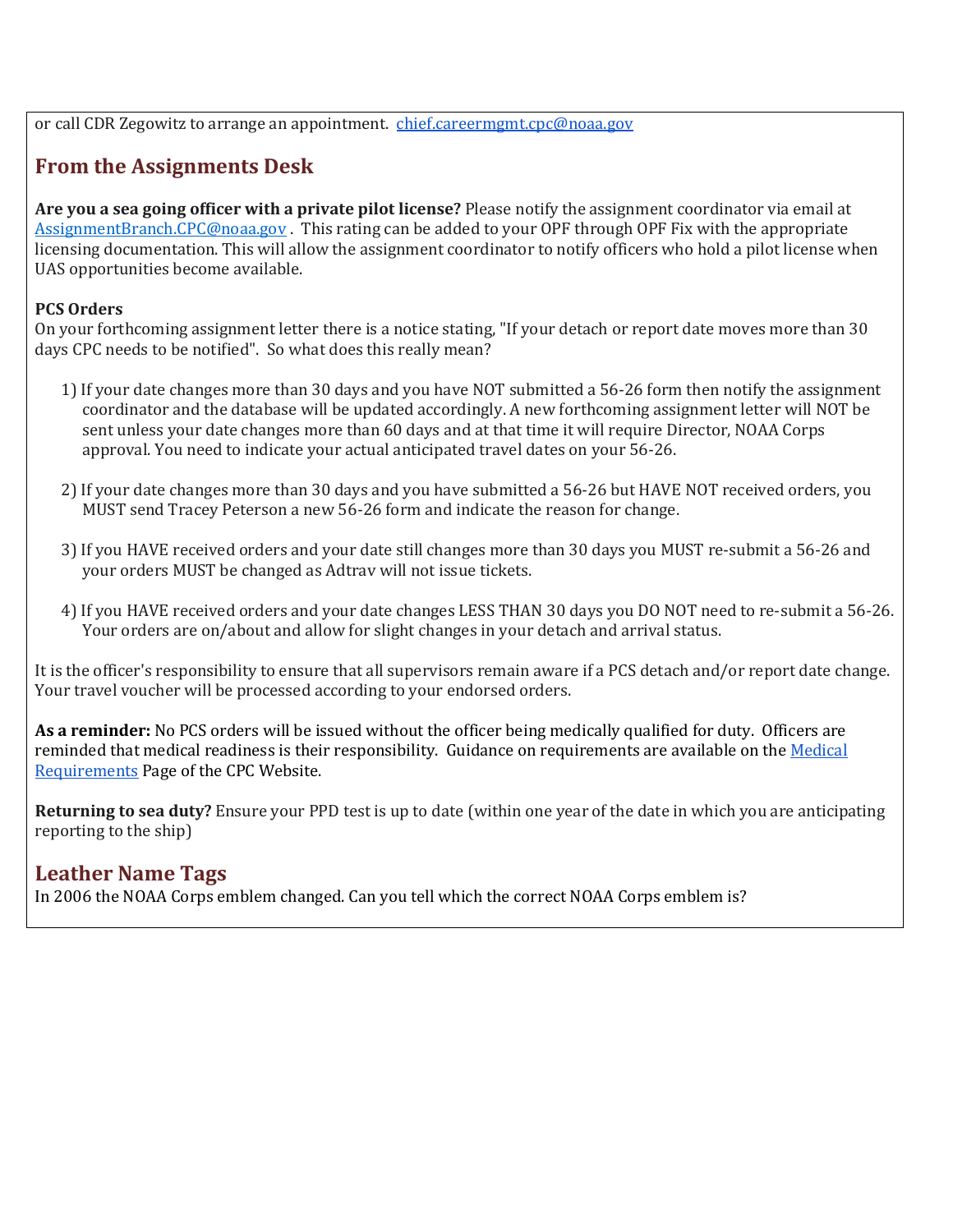or call CDR Zegowitz to arrange an appointment. [chief.careermgmt.cpc@noaa.gov](mailto:chief.careermgmt.cpc@noaa.gov)

## From the Assignments Desk

**Are you a sea going officer with a private pilot license?** Please notify the assignment coordinator via email at [AssignmentBranch.CPC@noaa.gov](mailto:AssignmentBranch.CPC@noaa.gov) . This rating can be added to your OPF through OPF Fix with the appropriate licensing documentation. This will allow the assignment coordinator to notify officers who hold a pilot license when UAS opportunities become available.

**PCS Orders**

On your forthcoming assignment letter there is a notice stating, "If your detach or report date moves more than 30 days CPC needs to be notified". So what does this really mean?

1) If your date changes more than 30 days and you have NOT submitted a 56-26 form then notify the assignment coordinator and the database will be updated accordingly. A new forthcoming assignment letter will NOT be sent unless your date changes more than 60 days and at that time it will require Director, NOAA Corps approval. You need to indicate your actual anticipated travel dates on your 56-26.

2) If your date changes more than 30 days and you have submitted a 56-26 but HAVE NOT received orders, you MUST send Tracey Peterson a new 56-26 form and indicate the reason for change.

3) If you HAVE received orders and your date still changes more than 30 days you MUST re-submit a 56-26 and your orders MUST be changed as Adtrav will not issue tickets.

4) If you HAVE received orders and your date changes LESS THAN 30 days you DO NOT need to re-submit a 56-26. Your orders are on/about and allow for slight changes in your detach and arrival status.

It is the officer's responsibility to ensure that all supervisors remain aware if a PCS detach and/or report date change. Your travel voucher will be processed according to your endorsed orders.

**As a reminder:** No PCS orders will be issued without the officer being medically qualified for duty. Officers are reminded that medical readiness is their responsibility. Guidance on requirements are available on the Medical Requirements Page of the CPC Website.

**Returning to sea duty?** Ensure your PPD test is up to date (within one year of the date in which you are anticipating reporting to the ship)

## Leather Name Tags

In 2006 the NOAA Corps emblem changed. Can you tell which the correct NOAA Corps emblem is?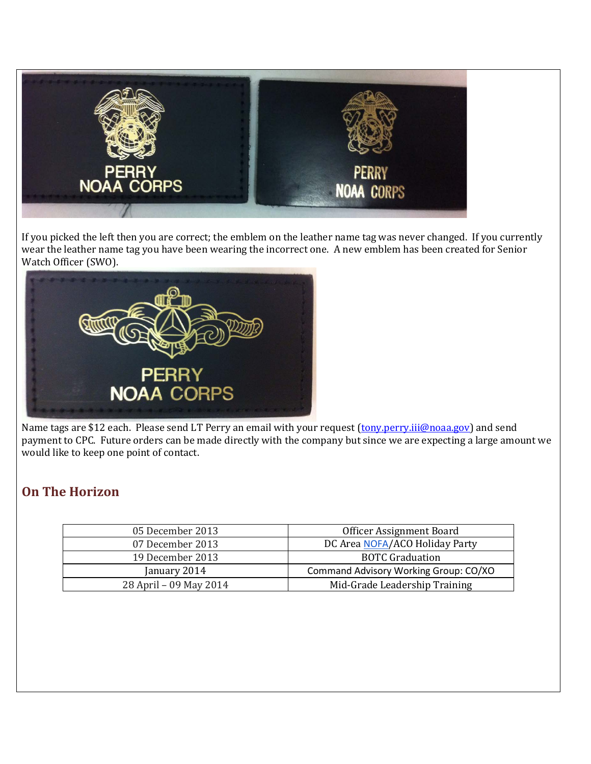If you picked the left then you are correct; the emblem on the leather name tag was never changed. If you currently wear the leather name tag you have been wearing the incorrect one. A new emblem has been created for Senior Watch Officer (SWO).

Name tags are $12 each. Please send LT Perry an email with your request (tony.perry.iii@noaa.gov) and send payment to CPC. Future orders can be made directly with the company but since we are expecting a large amount we would like to keep one point of contact.

## On The Horizon

| | |
|---|---|
| 05 December 2013 | Officer Assignment Board |
| 07 December 2013 | DC Area NOFA/ACO Holiday Party |
| 19 December 2013 | BOTC Graduation |
| January 2014 | Command Advisory Working Group: CO/XO |
| 28 April – 09 May 2014 | Mid-Grade Leadership Training |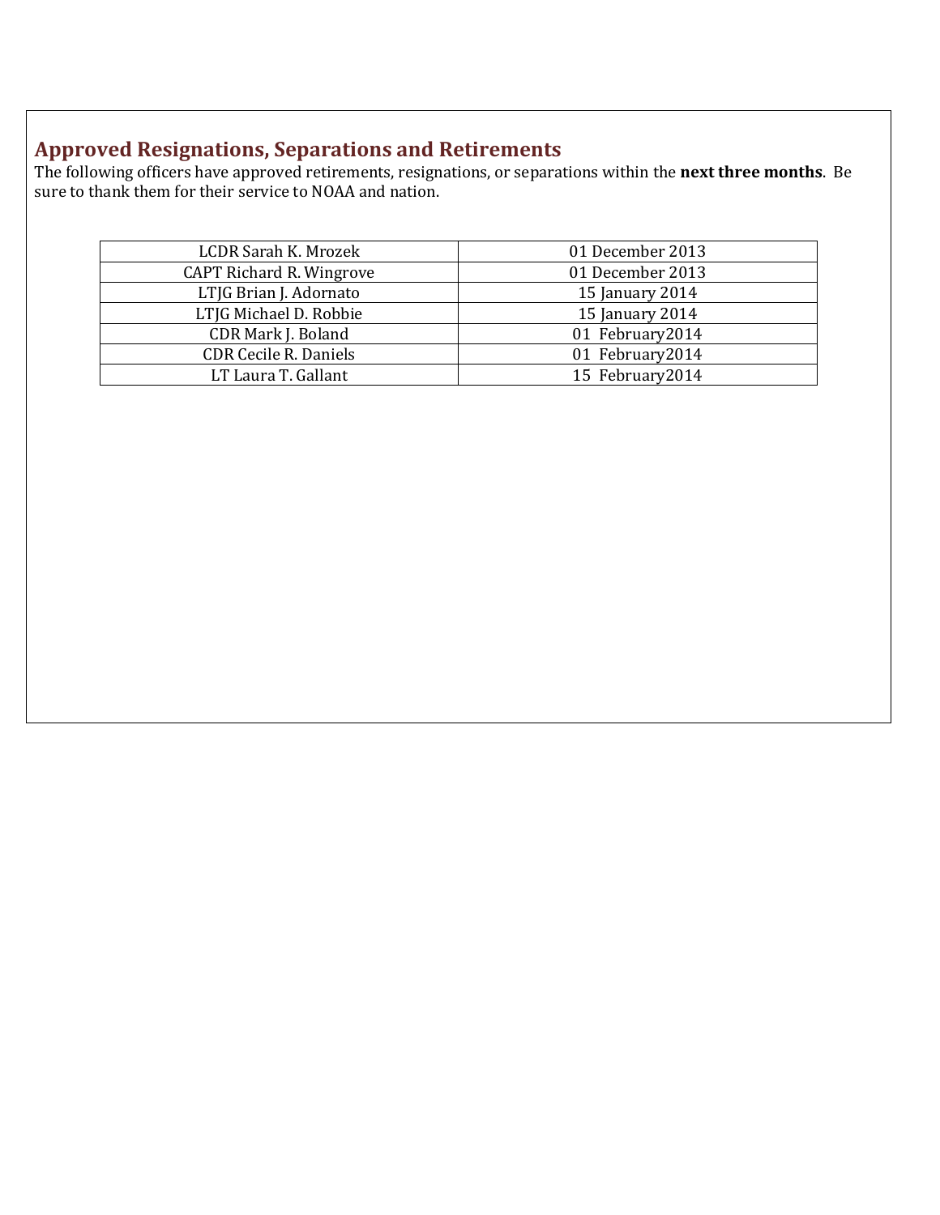## Approved Resignations, Separations and Retirements

The following officers have approved retirements, resignations, or separations within the **next three months**. Be sure to thank them for their service to NOAA and nation.

| | |
|---|---|
| LCDR Sarah K. Mrozek | 01 December 2013 |
| CAPT Richard R. Wingrove | 01 December 2013 |
| LTJG Brian J. Adornato | 15 January 2014 |
| LTJG Michael D. Robbie | 15 January 2014 |
| CDR Mark J. Boland | 01 February2014 |
| CDR Cecile R. Daniels | 01 February2014 |
| LT Laura T. Gallant | 15 February2014 |